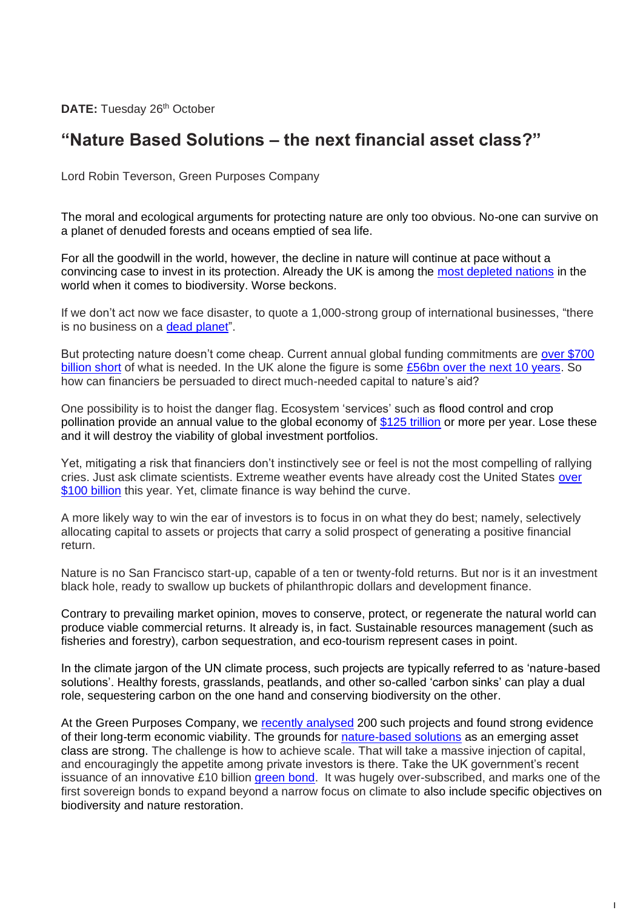**DATE:** Tuesday 26th October

# "Nature Based Solutions – the next financial asset class?"

Lord Robin Teverson, Green Purposes Company

The moral and ecological arguments for protecting nature are only too obvious. No-one can survive on a planet of denuded forests and oceans emptied of sea life.

For all the goodwill in the world, however, the decline in nature will continue at pace without a convincing case to invest in its protection. Already the UK is among the most depleted nations in the world when it comes to biodiversity. Worse beckons.

If we don't act now we face disaster, to quote a 1,000-strong group of international businesses, "there is no business on a dead planet".

But protecting nature doesn't come cheap. Current annual global funding commitments are over $700 billion short of what is needed. In the UK alone the figure is some £56bn over the next 10 years. So how can financiers be persuaded to direct much-needed capital to nature's aid?

One possibility is to hoist the danger flag. Ecosystem 'services' such as flood control and crop pollination provide an annual value to the global economy of $125 trillion or more per year. Lose these and it will destroy the viability of global investment portfolios.

Yet, mitigating a risk that financiers don't instinctively see or feel is not the most compelling of rallying cries. Just ask climate scientists. Extreme weather events have already cost the United States over $100 billion this year. Yet, climate finance is way behind the curve.

A more likely way to win the ear of investors is to focus in on what they do best; namely, selectively allocating capital to assets or projects that carry a solid prospect of generating a positive financial return.

Nature is no San Francisco start-up, capable of a ten or twenty-fold returns. But nor is it an investment black hole, ready to swallow up buckets of philanthropic dollars and development finance.

Contrary to prevailing market opinion, moves to conserve, protect, or regenerate the natural world can produce viable commercial returns. It already is, in fact. Sustainable resources management (such as fisheries and forestry), carbon sequestration, and eco-tourism represent cases in point.

In the climate jargon of the UN climate process, such projects are typically referred to as 'nature-based solutions'. Healthy forests, grasslands, peatlands, and other so-called 'carbon sinks' can play a dual role, sequestering carbon on the one hand and conserving biodiversity on the other.

At the Green Purposes Company, we recently analysed 200 such projects and found strong evidence of their long-term economic viability. The grounds for nature-based solutions as an emerging asset class are strong. The challenge is how to achieve scale. That will take a massive injection of capital, and encouragingly the appetite among private investors is there. Take the UK government's recent issuance of an innovative £10 billion green bond. It was hugely over-subscribed, and marks one of the first sovereign bonds to expand beyond a narrow focus on climate to also include specific objectives on biodiversity and nature restoration.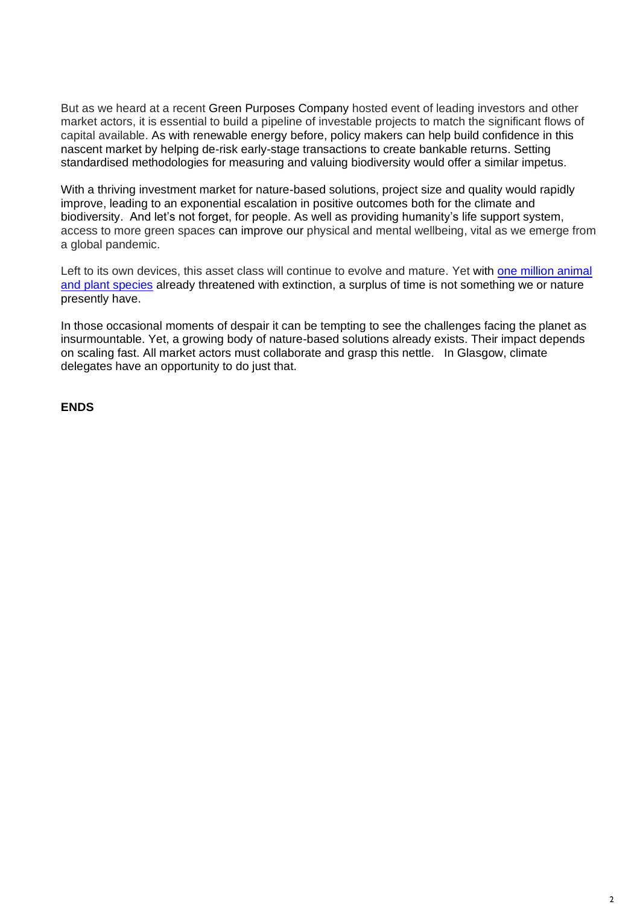But as we heard at a recent Green Purposes Company hosted event of leading investors and other market actors, it is essential to build a pipeline of investable projects to match the significant flows of capital available. As with renewable energy before, policy makers can help build confidence in this nascent market by helping de-risk early-stage transactions to create bankable returns. Setting standardised methodologies for measuring and valuing biodiversity would offer a similar impetus.

With a thriving investment market for nature-based solutions, project size and quality would rapidly improve, leading to an exponential escalation in positive outcomes both for the climate and biodiversity. And let's not forget, for people. As well as providing humanity's life support system, access to more green spaces can improve our physical and mental wellbeing, vital as we emerge from a global pandemic.

Left to its own devices, this asset class will continue to evolve and mature. Yet with [one million animal and plant species] already threatened with extinction, a surplus of time is not something we or nature presently have.

In those occasional moments of despair it can be tempting to see the challenges facing the planet as insurmountable. Yet, a growing body of nature-based solutions already exists. Their impact depends on scaling fast. All market actors must collaborate and grasp this nettle. In Glasgow, climate delegates have an opportunity to do just that.

**ENDS**